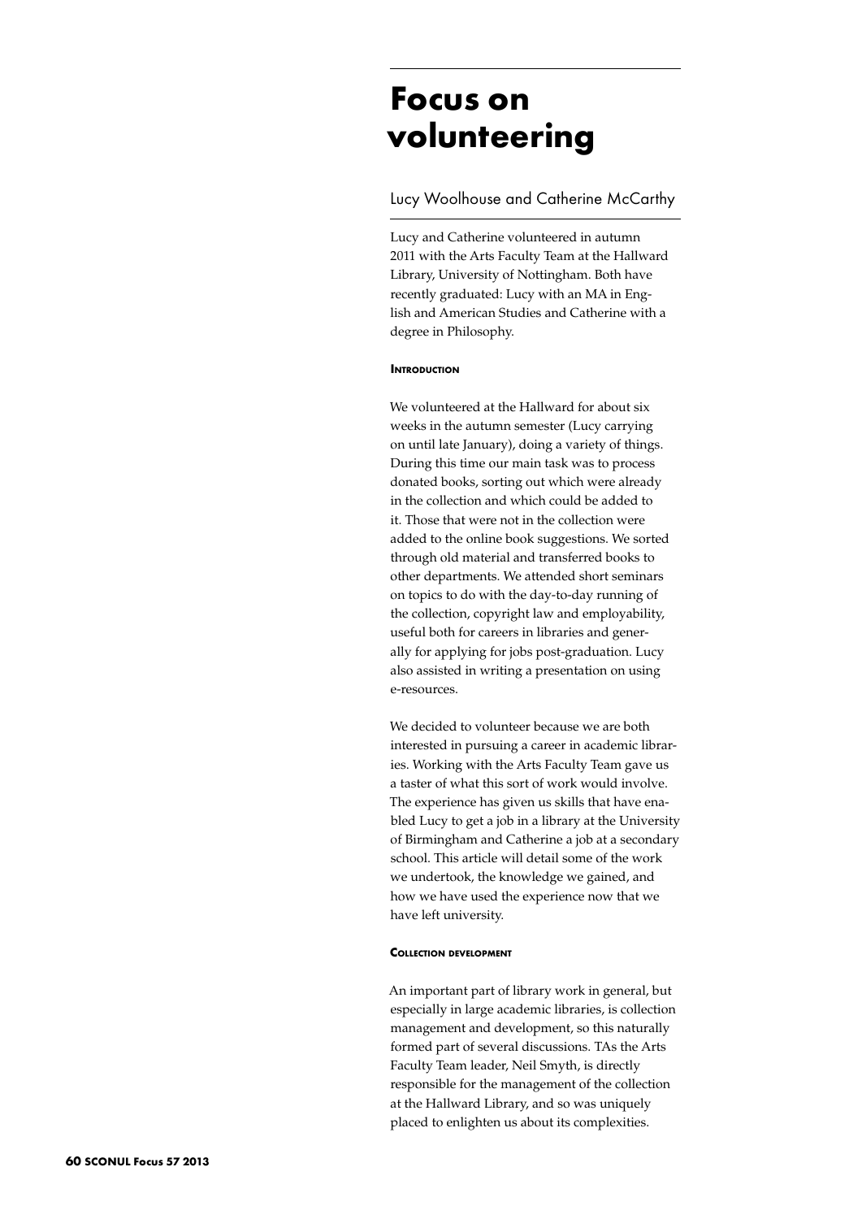# Focus on volunteering

## Lucy Woolhouse and Catherine McCarthy

Lucy and Catherine volunteered in autumn 2011 with the Arts Faculty Team at the Hallward Library, University of Nottingham. Both have recently graduated: Lucy with an MA in English and American Studies and Catherine with a degree in Philosophy.

### Introduction

We volunteered at the Hallward for about six weeks in the autumn semester (Lucy carrying on until late January), doing a variety of things. During this time our main task was to process donated books, sorting out which were already in the collection and which could be added to it. Those that were not in the collection were added to the online book suggestions. We sorted through old material and transferred books to other departments. We attended short seminars on topics to do with the day-to-day running of the collection, copyright law and employability, useful both for careers in libraries and generally for applying for jobs post-graduation. Lucy also assisted in writing a presentation on using e-resources.

We decided to volunteer because we are both interested in pursuing a career in academic libraries. Working with the Arts Faculty Team gave us a taster of what this sort of work would involve. The experience has given us skills that have enabled Lucy to get a job in a library at the University of Birmingham and Catherine a job at a secondary school. This article will detail some of the work we undertook, the knowledge we gained, and how we have used the experience now that we have left university.

### Collection development

An important part of library work in general, but especially in large academic libraries, is collection management and development, so this naturally formed part of several discussions. TAs the Arts Faculty Team leader, Neil Smyth, is directly responsible for the management of the collection at the Hallward Library, and so was uniquely placed to enlighten us about its complexities.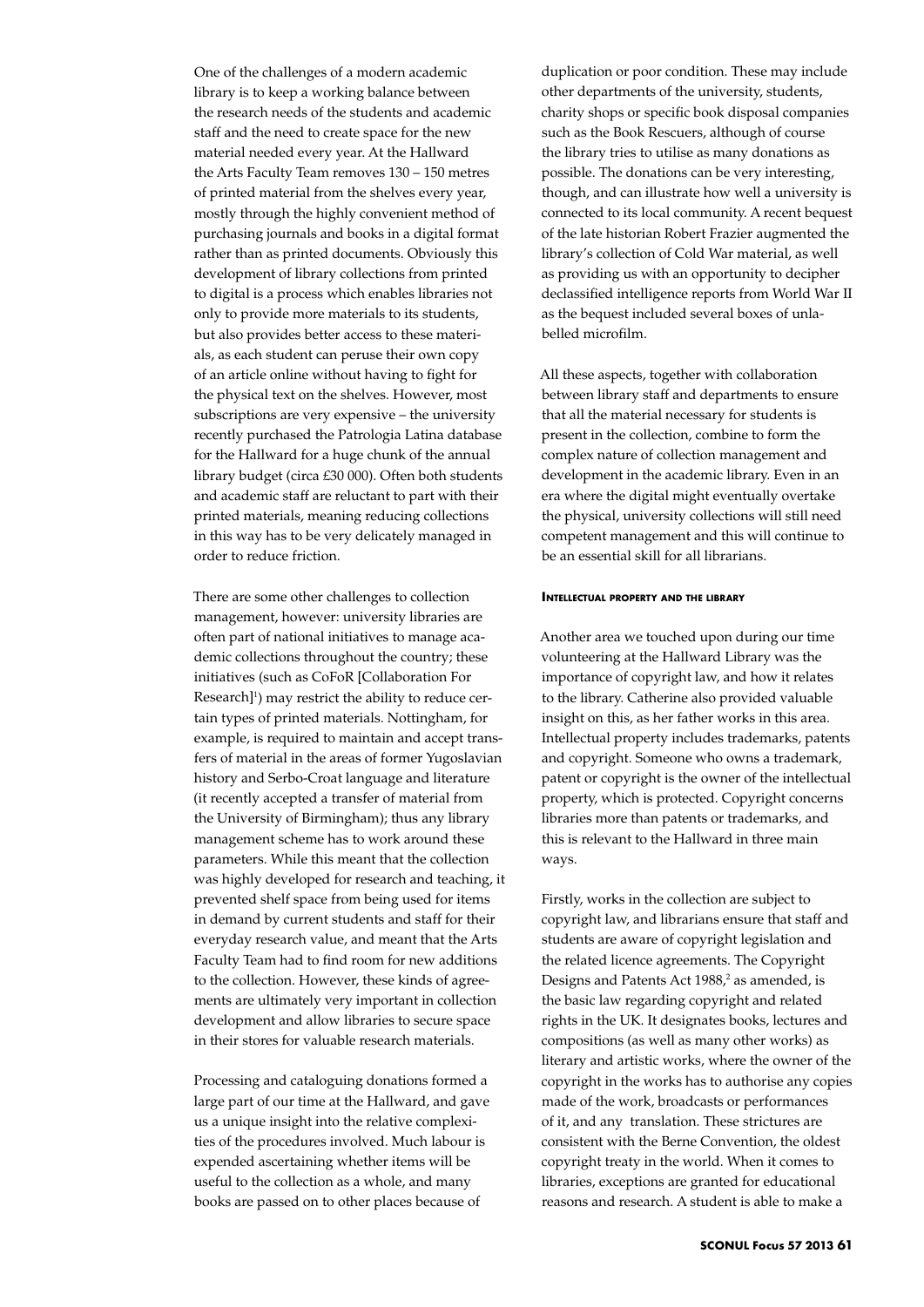One of the challenges of a modern academic library is to keep a working balance between the research needs of the students and academic staff and the need to create space for the new material needed every year. At the Hallward the Arts Faculty Team removes 130 – 150 metres of printed material from the shelves every year, mostly through the highly convenient method of purchasing journals and books in a digital format rather than as printed documents. Obviously this development of library collections from printed to digital is a process which enables libraries not only to provide more materials to its students, but also provides better access to these materials, as each student can peruse their own copy of an article online without having to fight for the physical text on the shelves. However, most subscriptions are very expensive – the university recently purchased the Patrologia Latina database for the Hallward for a huge chunk of the annual library budget (circa £30 000). Often both students and academic staff are reluctant to part with their printed materials, meaning reducing collections in this way has to be very delicately managed in order to reduce friction.

There are some other challenges to collection management, however: university libraries are often part of national initiatives to manage academic collections throughout the country; these initiatives (such as CoFoR [Collaboration For Research][1]) may restrict the ability to reduce certain types of printed materials. Nottingham, for example, is required to maintain and accept transfers of material in the areas of former Yugoslavian history and Serbo-Croat language and literature (it recently accepted a transfer of material from the University of Birmingham); thus any library management scheme has to work around these parameters. While this meant that the collection was highly developed for research and teaching, it prevented shelf space from being used for items in demand by current students and staff for their everyday research value, and meant that the Arts Faculty Team had to find room for new additions to the collection. However, these kinds of agreements are ultimately very important in collection development and allow libraries to secure space in their stores for valuable research materials.

Processing and cataloguing donations formed a large part of our time at the Hallward, and gave us a unique insight into the relative complexities of the procedures involved. Much labour is expended ascertaining whether items will be useful to the collection as a whole, and many books are passed on to other places because of duplication or poor condition. These may include other departments of the university, students, charity shops or specific book disposal companies such as the Book Rescuers, although of course the library tries to utilise as many donations as possible. The donations can be very interesting, though, and can illustrate how well a university is connected to its local community. A recent bequest of the late historian Robert Frazier augmented the library's collection of Cold War material, as well as providing us with an opportunity to decipher declassified intelligence reports from World War II as the bequest included several boxes of unlabelled microfilm.

All these aspects, together with collaboration between library staff and departments to ensure that all the material necessary for students is present in the collection, combine to form the complex nature of collection management and development in the academic library. Even in an era where the digital might eventually overtake the physical, university collections will still need competent management and this will continue to be an essential skill for all librarians.

### Intellectual property and the library

Another area we touched upon during our time volunteering at the Hallward Library was the importance of copyright law, and how it relates to the library. Catherine also provided valuable insight on this, as her father works in this area. Intellectual property includes trademarks, patents and copyright. Someone who owns a trademark, patent or copyright is the owner of the intellectual property, which is protected. Copyright concerns libraries more than patents or trademarks, and this is relevant to the Hallward in three main ways.

Firstly, works in the collection are subject to copyright law, and librarians ensure that staff and students are aware of copyright legislation and the related licence agreements. The Copyright Designs and Patents Act 1988,[2] as amended, is the basic law regarding copyright and related rights in the UK. It designates books, lectures and compositions (as well as many other works) as literary and artistic works, where the owner of the copyright in the works has to authorise any copies made of the work, broadcasts or performances of it, and any translation. These strictures are consistent with the Berne Convention, the oldest copyright treaty in the world. When it comes to libraries, exceptions are granted for educational reasons and research. A student is able to make a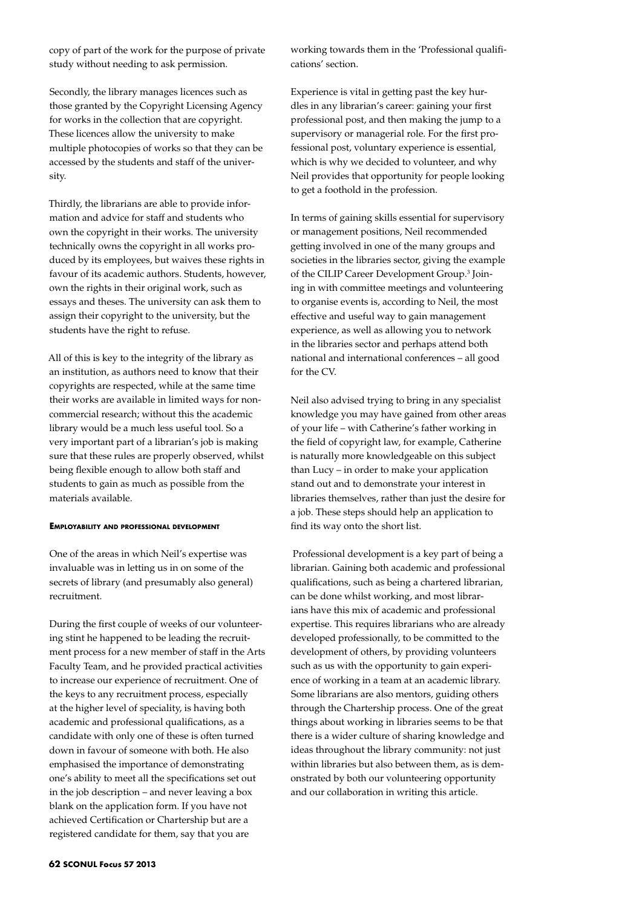copy of part of the work for the purpose of private study without needing to ask permission.

Secondly, the library manages licences such as those granted by the Copyright Licensing Agency for works in the collection that are copyright. These licences allow the university to make multiple photocopies of works so that they can be accessed by the students and staff of the university.

Thirdly, the librarians are able to provide information and advice for staff and students who own the copyright in their works. The university technically owns the copyright in all works produced by its employees, but waives these rights in favour of its academic authors. Students, however, own the rights in their original work, such as essays and theses. The university can ask them to assign their copyright to the university, but the students have the right to refuse.

All of this is key to the integrity of the library as an institution, as authors need to know that their copyrights are respected, while at the same time their works are available in limited ways for non-commercial research; without this the academic library would be a much less useful tool. So a very important part of a librarian's job is making sure that these rules are properly observed, whilst being flexible enough to allow both staff and students to gain as much as possible from the materials available.

#### Employability and professional development

One of the areas in which Neil's expertise was invaluable was in letting us in on some of the secrets of library (and presumably also general) recruitment.

During the first couple of weeks of our volunteering stint he happened to be leading the recruitment process for a new member of staff in the Arts Faculty Team, and he provided practical activities to increase our experience of recruitment. One of the keys to any recruitment process, especially at the higher level of speciality, is having both academic and professional qualifications, as a candidate with only one of these is often turned down in favour of someone with both. He also emphasised the importance of demonstrating one's ability to meet all the specifications set out in the job description – and never leaving a box blank on the application form. If you have not achieved Certification or Chartership but are a registered candidate for them, say that you are working towards them in the 'Professional qualifications' section.

Experience is vital in getting past the key hurdles in any librarian's career: gaining your first professional post, and then making the jump to a supervisory or managerial role. For the first professional post, voluntary experience is essential, which is why we decided to volunteer, and why Neil provides that opportunity for people looking to get a foothold in the profession.

In terms of gaining skills essential for supervisory or management positions, Neil recommended getting involved in one of the many groups and societies in the libraries sector, giving the example of the CILIP Career Development Group.[3] Joining in with committee meetings and volunteering to organise events is, according to Neil, the most effective and useful way to gain management experience, as well as allowing you to network in the libraries sector and perhaps attend both national and international conferences – all good for the CV.

Neil also advised trying to bring in any specialist knowledge you may have gained from other areas of your life – with Catherine's father working in the field of copyright law, for example, Catherine is naturally more knowledgeable on this subject than Lucy – in order to make your application stand out and to demonstrate your interest in libraries themselves, rather than just the desire for a job. These steps should help an application to find its way onto the short list.

Professional development is a key part of being a librarian. Gaining both academic and professional qualifications, such as being a chartered librarian, can be done whilst working, and most librarians have this mix of academic and professional expertise. This requires librarians who are already developed professionally, to be committed to the development of others, by providing volunteers such as us with the opportunity to gain experience of working in a team at an academic library. Some librarians are also mentors, guiding others through the Chartership process. One of the great things about working in libraries seems to be that there is a wider culture of sharing knowledge and ideas throughout the library community: not just within libraries but also between them, as is demonstrated by both our volunteering opportunity and our collaboration in writing this article.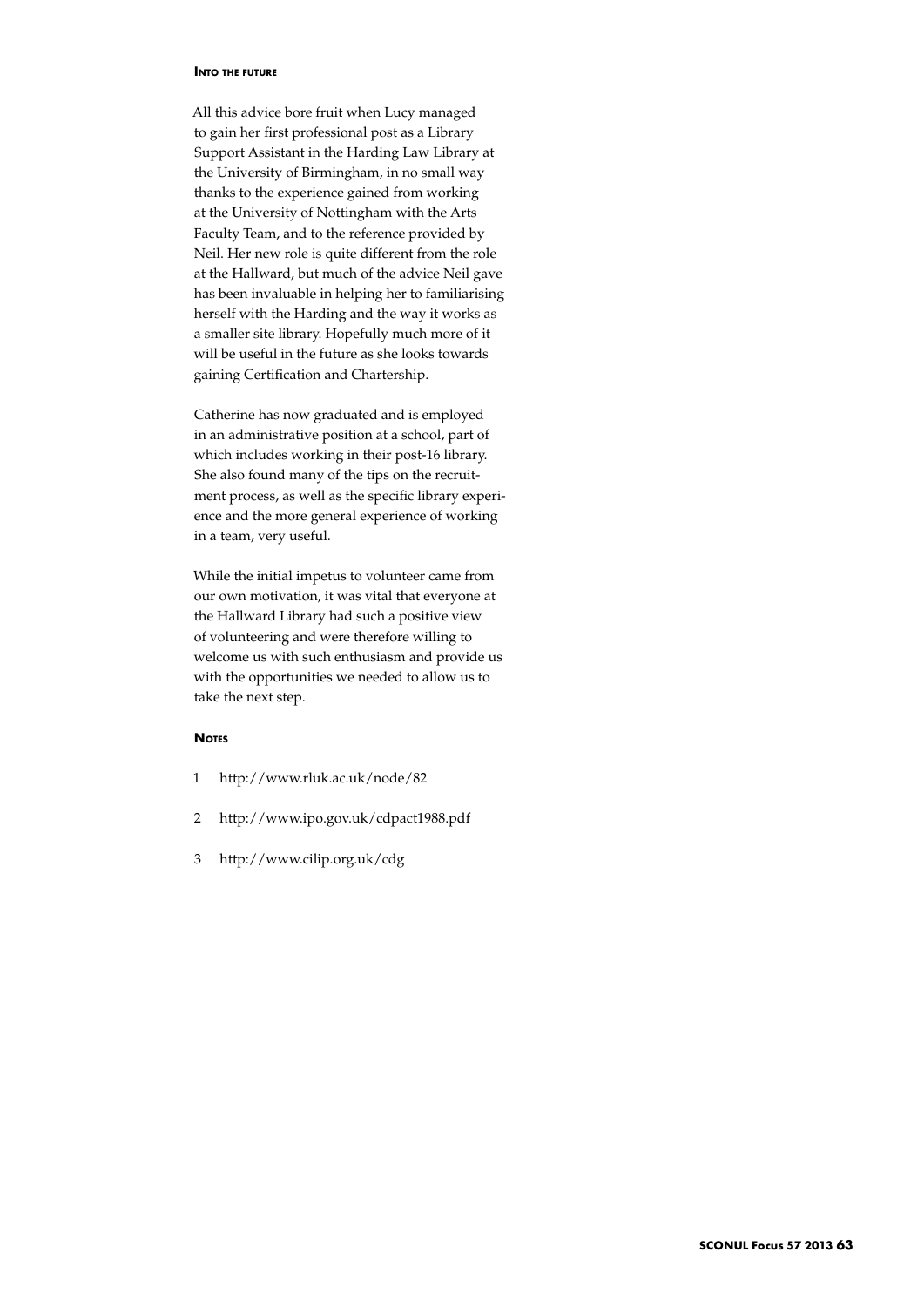### Into the future

All this advice bore fruit when Lucy managed to gain her first professional post as a Library Support Assistant in the Harding Law Library at the University of Birmingham, in no small way thanks to the experience gained from working at the University of Nottingham with the Arts Faculty Team, and to the reference provided by Neil. Her new role is quite different from the role at the Hallward, but much of the advice Neil gave has been invaluable in helping her to familiarising herself with the Harding and the way it works as a smaller site library. Hopefully much more of it will be useful in the future as she looks towards gaining Certification and Chartership.

Catherine has now graduated and is employed in an administrative position at a school, part of which includes working in their post-16 library. She also found many of the tips on the recruitment process, as well as the specific library experience and the more general experience of working in a team, very useful.

While the initial impetus to volunteer came from our own motivation, it was vital that everyone at the Hallward Library had such a positive view of volunteering and were therefore willing to welcome us with such enthusiasm and provide us with the opportunities we needed to allow us to take the next step.

### Notes

1 http://www.rluk.ac.uk/node/82

2 http://www.ipo.gov.uk/cdpact1988.pdf

3 http://www.cilip.org.uk/cdg